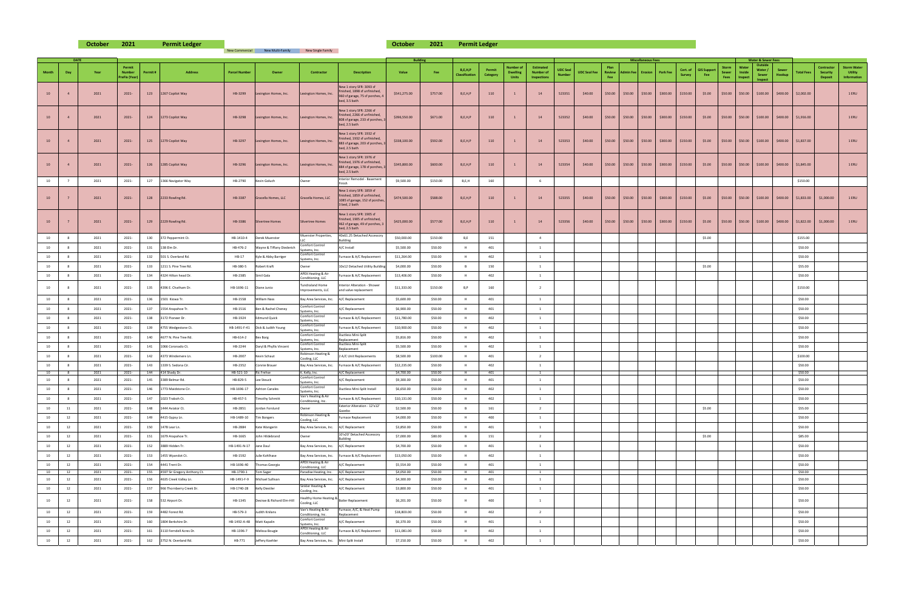# October 2021 Permit Ledger

New Commercial | New Multi-Family | New Single Family

| DATE | | | | | | | | | | Building | | | | | | | Miscellaneous Fees | | | | | | | | | | Water & Sewer Fees | | | | | | | |
|---|---|---|---|---|---|---|---|---|---|---|---|---|---|---|---|---|---|---|---|---|---|---|---|---|---|---|---|---|---|---|---|---|---|
| Month | Day | Year | Permit Number Prefix (Year) | Permit # | Address | Parcel Number | Owner | Contractor | Description | Value | Fee | B,E,H,P Classification | Permit Category | Number of Dwelling Units | Estimated Number of Inspections | UDC Seal Number | UDC Seal Fee | Plan Review Fee | Admin Fee | Erosion | Park Fee | Cert. of Survey | GIS Support Fee | Storm Sewer Fees | Water Inside Inspect | Outside Water / Sewer Inspect | Sewer Hookup | Total Fees | Contractor Security Deposit | Storm Water Utility Information |
| 10 | 4 | 2021 | 2021- | 123 | 1267 Copilot Way | HB-3299 | Lexington Homes, Inc. | Lexington Homes, Inc. | New 1 story SFR: 3093 sf finished, 1898 sf unfinished, 960 sf garage, 75 sf porches, 4 bed, 3.5 bath | $541,275.00 | $757.00 | B,E,H,P | 110 | 1 | 14 | 523351 | $40.00 | $50.00 | $50.00 | $50.00 | $300.00 | $150.00 | $5.00 | $50.00 | $50.00 | $100.00 | $400.00 | $2,002.00 | | 1 ERU |
| 10 | 4 | 2021 | 2021- | 124 | 1273 Copilot Way | HB-3298 | Lexington Homes, Inc. | Lexington Homes, Inc. | New 1 story SFR: 2266 sf finished, 2266 sf unfinished, 808 sf garage, 233 sf porches, 3 bed, 2.5 bath | $396,550.00 | $671.00 | B,E,H,P | 110 | 1 | 14 | 523352 | $40.00 | $50.00 | $50.00 | $50.00 | $300.00 | $150.00 | $5.00 | $50.00 | $50.00 | $100.00 | $400.00 | $1,916.00 | | 1 ERU |
| 10 | 4 | 2021 | 2021- | 125 | 1279 Copilot Way | HB-3297 | Lexington Homes, Inc. | Lexington Homes, Inc. | New 1 story SFR: 1932 sf finished, 1932 sf unfinished, 883 sf garage, 203 sf porches, 3 bed, 2.5 bath | $338,100.00 | $592.00 | B,E,H,P | 110 | 1 | 14 | 523353 | $40.00 | $50.00 | $50.00 | $50.00 | $300.00 | $150.00 | $5.00 | $50.00 | $50.00 | $100.00 | $400.00 | $1,837.00 | | 1 ERU |
| 10 | 4 | 2021 | 2021- | 126 | 1285 Copilot Way | HB-3296 | Lexington Homes, Inc. | Lexington Homes, Inc. | New 1 story SFR: 1976 sf finished, 1976 sf unfinished, 884 sf garage, 178 sf porches, 3 bed, 2.5 bath | $345,800.00 | $600.00 | B,E,H,P | 110 | 1 | 14 | 523354 | $40.00 | $50.00 | $50.00 | $50.00 | $300.00 | $150.00 | $5.00 | $50.00 | $50.00 | $100.00 | $400.00 | $1,845.00 | | 1 ERU |
| 10 | 7 | 2021 | 2021- | 127 | 1366 Navigator Way | HB-2790 | Kevin Goluch | Owner | Interior Remodel - Basement Finish | $9,500.00 | $150.00 | B,E | 160 | | 6 | | | | | | | | | | | | | $150.00 | | |
| 10 | 7 | 2021 | 2021- | 128 | 2233 Rowling Rd. | HB-3387 | Gracella Homes, LLC | Gracella Homes, LLC | New 1 story SFR: 1859 sf finished, 1859 sf unfinished, 1085 sf garage, 152 sf porches, 3 bed, 2 bath | $474,500.00 | $588.00 | B,E,H,P | 110 | 1 | 14 | 523355 | $40.00 | $50.00 | $50.00 | $50.00 | $300.00 | $150.00 | $5.00 | $50.00 | $50.00 | $100.00 | $400.00 | $1,833.00 | $1,000.00 | 1 ERU |
| 10 | 7 | 2021 | 2021- | 129 | 2229 Rowling Rd. | HB-3386 | Silvertree Homes | Silvertree Homes | New 1 story SFR: 1905 sf finished, 1905 sf unfinished, 962 sf garage, 49 sf porches, 3 bed, 2.5 bath | $425,000.00 | $577.00 | B,E,H,P | 110 | 1 | 14 | 523356 | $40.00 | $50.00 | $50.00 | $50.00 | $300.00 | $150.00 | $5.00 | $50.00 | $50.00 | $100.00 | $400.00 | $1,822.00 | $1,000.00 | 1 ERU |
| 10 | 8 | 2021 | 2021- | 130 | 372 Peppermint Ct. | HB-1410-4 | Derek Muenster | Muenster Properties, LLC | 40x61.25 Detached Accessory Building | $50,000.00 | $150.00 | B,E | 151 | | 4 | | | | | | | | $5.00 | | | | | $155.00 | | |
| 10 | 8 | 2021 | 2021- | 131 | 138 Elm Dr. | HB-476-2 | Wayne & Tiffany Diederich | Comfort Control Systems, Inc. | A/C Install | $5,500.00 | $50.00 | H | 401 | | 1 | | | | | | | | | | | | | $50.00 | | |
| 10 | 8 | 2021 | 2021- | 132 | 501 S. Overland Rd. | HB-17 | Kyle & Abby Barriger | Comfort Control Systems, Inc. | Furnace & A/C Replacement | $11,264.00 | $50.00 | H | 402 | | 1 | | | | | | | | | | | | | $50.00 | | |
| 10 | 8 | 2021 | 2021- | 133 | 1211 S. Pine Tree Rd. | HB-380-5 | Robert Kraft | Owner | 10x12 Detached Utility Building | $4,000.00 | $50.00 | B | 150 | | 1 | | | | | | | | $5.00 | | | | | $55.00 | | |
| 10 | 8 | 2021 | 2021- | 134 | 4324 Hilton head Dr. | HB-2385 | Simit Gala | APEX Heating & Air Conditioning, LLC | Furnace & A/C Replacement | $13,406.00 | $50.00 | H | 402 | | 1 | | | | | | | | | | | | | $50.00 | | |
| 10 | 8 | 2021 | 2021- | 135 | 4396 E. Chatham Dr. | HB-1696-11 | Diane Junio | Tundraland Home Improvements, LLC | Interior Alteration - Shower and valve replacement | $11,333.00 | $150.00 | B,P | 160 | | 2 | | | | | | | | | | | | | $150.00 | | |
| 10 | 8 | 2021 | 2021- | 136 | 1501 Kiowa Tr. | HB-1558 | William Nass | Bay Area Services, Inc. | A/C Replacement | $5,600.00 | $50.00 | H | 401 | | 1 | | | | | | | | | | | | | $50.00 | | |
| 10 | 8 | 2021 | 2021- | 137 | 1554 Arapahoe Tr. | HB-1516 | Ben & Rachel Cheney | Comfort Control Systems, Inc. | A/C Replacement | $6,900.00 | $50.00 | H | 401 | | 1 | | | | | | | | | | | | | $50.00 | | |
| 10 | 8 | 2021 | 2021- | 138 | 3172 Pioneer Dr. | HB-1924 | Edmund Quick | Comfort Control Systems, Inc. | Furnace & A/C Replacement | $11,780.00 | $50.00 | H | 402 | | 1 | | | | | | | | | | | | | $50.00 | | |
| 10 | 8 | 2021 | 2021- | 139 | 4755 Wedgestone Ct. | HB-1491-F-41 | Dick & Judith Young | Comfort Control Systems, Inc. | Furnace & A/C Replacement | $10,900.00 | $50.00 | H | 402 | | 1 | | | | | | | | | | | | | $50.00 | | |
| 10 | 8 | 2021 | 2021- | 140 | 4677 N. Pine Tree Rd. | HB-614-2 | Bev Borg | Comfort Control Systems, Inc. | Ductless Mini-Split Replacement | $5,816.00 | $50.00 | H | 402 | | 1 | | | | | | | | | | | | | $50.00 | | |
| 10 | 8 | 2021 | 2021- | 141 | 1066 Coronado Ct. | HB-2244 | Daryl & Phyllis Vincent | Comfort Control Systems, Inc. | Ductless Mini-Split Replacement | $5,500.00 | $50.00 | H | 402 | | 1 | | | | | | | | | | | | | $50.00 | | |
| 10 | 8 | 2021 | 2021- | 142 | 4373 Windemere Ln. | HB-2007 | Kevin Schaut | Robinson Heating & Cooling, LLC | 2 A/C Unit Replacements | $8,500.00 | $100.00 | H | 401 | | 2 | | | | | | | | | | | | | $100.00 | | |
| 10 | 8 | 2021 | 2021- | 143 | 1339 S. Sedona Cir. | HB-2352 | Connie Brauer | Bay Area Services, Inc. | Furnace & A/C Replacement | $12,235.00 | $50.00 | H | 402 | | 1 | | | | | | | | | | | | | $50.00 | | |
| 10 | 8 | 2021 | 2021- | 144 | 414 Shady Dr. | HB-521-10 | Biz Freitse | K. Kelly, Inc. | A/C Replacement | $4,700.00 | $50.00 | H | 401 | | 1 | | | | | | | | | | | | | $50.00 | | |
| 10 | 8 | 2021 | 2021- | 145 | 3389 Belmar Rd. | HB-829-5 | Lee Steuck | Comfort Control Systems, Inc. | A/C Replacement | $9,300.00 | $50.00 | H | 401 | | 1 | | | | | | | | | | | | | $50.00 | | |
| 10 | 8 | 2021 | 2021- | 146 | 1773 Maidstone Cir. | HB-1696-17 | Ashton Canales | Comfort Control Systems, Inc. | Ductless Mini-Split Install | $6,650.00 | $50.00 | H | 402 | | 1 | | | | | | | | | | | | | $50.00 | | |
| 10 | 8 | 2021 | 2021- | 147 | 1023 Traboh Ct. | HB-457-5 | Timothy Schmitt | Van's Heating & Air Conditioning, Inc. | Furnace & A/C Replacement | $10,131.00 | $50.00 | H | 402 | | 1 | | | | | | | | | | | | | $50.00 | | |
| 10 | 11 | 2021 | 2021- | 148 | 1444 Aviator Ct. | HB-2851 | Jordan Forslund | Owner | Exterior Alteration - 12'x12' Gazebo | $2,500.00 | $50.00 | B | 161 | | 2 | | | | | | | | $5.00 | | | | | $55.00 | | |
| 10 | 12 | 2021 | 2021- | 149 | 4415 Gypsy Ln. | HB-1489-10 | Tim Bongers | Robinson Heating & Cooling, LLC | Furnace Replacement | $4,000.00 | $50.00 | H | 400 | | 1 | | | | | | | | | | | | | $50.00 | | |
| 10 | 12 | 2021 | 2021- | 150 | 1478 Lear Ln. | HB-2884 | Kate Wangerin | Bay Area Services, Inc. | A/C Replacement | $3,850.00 | $50.00 | H | 401 | | 1 | | | | | | | | | | | | | $50.00 | | |
| 10 | 12 | 2021 | 2021- | 151 | 1679 Arapahoe Tr. | HB-1665 | John Hildebrand | Owner | 10'x20' Detached Accessory Building | $7,000.00 | $80.00 | B | 151 | | 2 | | | | | | | | $5.00 | | | | | $85.00 | | |
| 10 | 12 | 2021 | 2021- | 152 | 3889 Hidden Tr. | HB-1491-N-17 | Jane Daul | Bay Area Services, Inc. | A/C Replacement | $4,700.00 | $50.00 | H | 401 | | 1 | | | | | | | | | | | | | $50.00 | | |
| 10 | 12 | 2021 | 2021- | 153 | 1455 Wyandot Ct. | HB-1592 | Julie Kohlhase | Bay Area Services, Inc. | Furnace & A/C Replacement | $13,050.00 | $50.00 | H | 402 | | 1 | | | | | | | | | | | | | $50.00 | | |
| 10 | 12 | 2021 | 2021- | 154 | 4441 Trent Dr. | HB-1696-40 | Thomas Georgia | APEX Heating & Air Conditioning, LLC | A/C Replacement | $5,554.00 | $50.00 | H | 401 | | 1 | | | | | | | | | | | | | $50.00 | | |
| 10 | 12 | 2021 | 2021- | 155 | 4597 Sir Gregory Anthony Ct. | HB-1790-1 | Tom Sager | Paradise Heating, Inc. | A/C Replacement | $4,050.00 | $50.00 | H | 401 | | 1 | | | | | | | | | | | | | $50.00 | | |
| 10 | 12 | 2021 | 2021- | 156 | 4635 Creek Valley Ln. | HB-1491-F-9 | Michael Sullivan | Bay Area Services, Inc. | A/C Replacement | $4,300.00 | $50.00 | H | 401 | | 1 | | | | | | | | | | | | | $50.00 | | |
| 10 | 12 | 2021 | 2021- | 157 | 966 Thornberry Creek Dr. | HB-1740-28 | Kelly Diestler | Sinkler Heating & Cooling, Inc. | A/C Replacement | $3,800.00 | $50.00 | H | 401 | | 1 | | | | | | | | | | | | | $50.00 | | |
| 10 | 12 | 2021 | 2021- | 158 | 532 Airport Dr. | HB-1345 | Desirae & Richard Elm-Hill | Healthy Home Heating & Cooling, LLC | Boiler Replacement | $6,201.00 | $50.00 | H | 400 | | 1 | | | | | | | | | | | | | $50.00 | | |
| 10 | 12 | 2021 | 2021- | 159 | 4482 Forest Rd. | HB-579-3 | Judith Krellans | Van's Heating & Air Conditioning, Inc. | Furnace, A/C, & Heat Pump Replacement | $18,803.00 | $50.00 | H | 402 | | 2 | | | | | | | | | | | | | $50.00 | | |
| 10 | 12 | 2021 | 2021- | 160 | 1804 Berkshire Dr. | HB-1492-A-48 | Matt Kapalin | Comfort Control Systems, Inc. | A/C Replacement | $6,370.00 | $50.00 | H | 401 | | 1 | | | | | | | | | | | | | $50.00 | | |
| 10 | 12 | 2021 | 2021- | 161 | 3110 Ferndell Acres Dr. | HB-1396-7 | Melissa Bougie | APEX Heating & Air Conditioning, LLC | Furnace & A/C Replacement | $11,081.00 | $50.00 | H | 402 | | 1 | | | | | | | | | | | | | $50.00 | | |
| 10 | 12 | 2021 | 2021- | 162 | 3752 N. Overland Rd. | HB-771 | Jeffery Koehler | Bay Area Services, Inc. | Mini-Split Install | $7,150.00 | $50.00 | H | 402 | | 1 | | | | | | | | | | | | | $50.00 | | |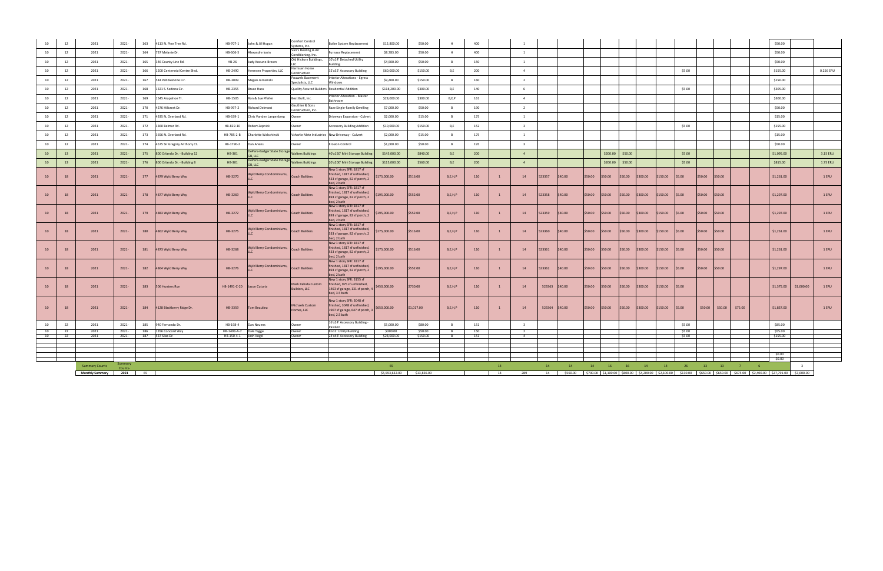| | | | | | | | | | | | | | | | | | | | | | | | | | | | | | | |
|---|---|---|---|---|---|---|---|---|---|---|---|---|---|---|---|---|---|---|---|---|---|---|---|---|---|---|---|---|---|---|
| 10 | 12 | 2021 | 2021- | 163 | 4113 N. Pine Tree Rd. | HB-707-1 | John & Jill Hogan | Comfort Control Systems, Inc. | Boiler System Replacement | $12,800.00 | $50.00 | H | 400 | | 1 | | | | | | | | | | | | | $50.00 | | |
| 10 | 12 | 2021 | 2021- | 164 | 737 Melanie Dr. | HB-606-5 | Alexandre Ionin | Van's Heating & Air Conditioning, Inc. | Furnace Replacement | $8,783.00 | $50.00 | H | 400 | | 1 | | | | | | | | | | | | | $50.00 | | |
| 10 | 12 | 2021 | 2021- | 165 | 346 County Line Rd. | HB-26 | Judy Koeune-Brown | Old Hickory Buildings, LLC | 10'x14' Detached Utility Building | $4,500.00 | $50.00 | B | 150 | | 1 | | | | | | | | | | | | | $50.00 | | |
| 10 | 12 | 2021 | 2021- | 166 | 1200 Centennial Centre Blvd. | HB-2490 | Hermsen Properties, LLC | Hermsen Home Construction | 32'x32' Accessory Building | $60,000.00 | $150.00 | B,E | 200 | | 4 | | | | | | | | $5.00 | | | | | $155.00 | | 0.256 ERU |
| 10 | 12 | 2021 | 2021- | 167 | 544 Pebblestone Cir. | HB-3009 | Megan Jaroszeski | Pouwels Basement Specialists, LLC | Interior Alterations - Egress Windows | $9,400.00 | $150.00 | B | 160 | | 2 | | | | | | | | | | | | | $150.00 | | |
| 10 | 12 | 2021 | 2021- | 168 | 1321 S. Sedona Cir. | HB-2355 | Bruce Huss | Quality Assured Builders | Residential Addition | $118,200.00 | $300.00 | B,E | 140 | | 6 | | | | | | | | $5.00 | | | | | $305.00 | | |
| 10 | 12 | 2021 | 2021- | 169 | 1545 Arapahoe Tr. | HB-1505 | Ron & Sue Pfeifer | Best Built, Inc. | Interior Alteration - Master Bathroom | $28,000.00 | $300.00 | B,E,P | 161 | | 4 | | | | | | | | | | | | | $300.00 | | |
| 10 | 12 | 2021 | 2021- | 170 | 4276 Hillcrest Dr. | HB-997-2 | Richard Delmont | Gauthier & Sons Construction, Inc. | Raze Single-Family Dwelling | $7,000.00 | $50.00 | B | 190 | | 2 | | | | | | | | | | | | | $50.00 | | |
| 10 | 12 | 2021 | 2021- | 171 | 4335 N, Overland Rd. | HB-639-1 | Chris Vanden Langenberg | Owner | Driveway Expansion - Culvert | $2,000.00 | $15.00 | B | 175 | | 1 | | | | | | | | | | | | | $15.00 | | |
| 10 | 12 | 2021 | 2021- | 172 | 3360 Belmar Rd. | HB-829-10 | Robert Zepnick | Owner | Accessory Building Addition | $10,000.00 | $150.00 | B,E | 152 | | 3 | | | | | | | | $5.00 | | | | | $155.00 | | |
| 10 | 12 | 2021 | 2021- | 173 | 3656 N. Overland Rd. | HB-785-2-B | Charlotte Walschinski | Vcharlie Metz Industries | New Driveway - Culvert | $2,000.00 | $15.00 | B | 175 | | 1 | | | | | | | | | | | | | $15.00 | | |
| 10 | 12 | 2021 | 2021- | 174 | 4575 Sir Gregory Anthony Ct. | HB-1790-2 | Dan Artens | Owner | Erosion Control | $1,000.00 | $50.00 | B | 195 | | 3 | | | | | | | | | | | | | $50.00 | | |
| 10 | 13 | 2021 | 2021- | 175 | 800 Orlando Dr. - Building 12 | HB-301 | DePere-Badger State Storage GB, LLC | Walters Buildings | 40'x150' Mini Storage Building | $145,000.00 | $840.00 | B,E | 200 | | 4 | | | | $200.00 | $50.00 | | | $5.00 | | | | | $1,095.00 | | 3.15 ERU |
| 10 | 13 | 2021 | 2021- | 176 | 800 Orlando Dr. - Building 8 | HB-301 | DePere-Badger State Storage GB, LLC | Walters Buildings | 20'x200' Mini Storage Building | $115,000.00 | $560.00 | B,E | 200 | | 4 | | | | $200.00 | $50.00 | | | $5.00 | | | | | $815.00 | | 1.75 ERU |
| 10 | 18 | 2021 | 2021- | 177 | 4879 Wyld Berry Way | HB-3270 | Wyld Berry Condominiums, LLC | Coach Builders | New 1 story SFR: 1817 sf finished, 1817 sf unfinished, 533 sf garage, 82 sf porch, 2 bed, 2 bath | $175,000.00 | $516.00 | B,E,H,P | 110 | 1 | 14 | 23357 | $40.00 | $50.00 | $50.00 | $50.00 | $300.00 | $150.00 | $5.00 | $50.00 | $50.00 | | | $1,261.00 | | 1 ERU |
| 10 | 18 | 2021 | 2021- | 178 | 4877 Wyld Berry Way | HB-3269 | Wyld Berry Condominiums, LLC | Coach Builders | New 1 story SFR: 1817 sf finished, 1817 sf unfinished, 893 sf garage, 82 sf porch, 2 bed, 2 bath | $195,000.00 | $552.00 | B,E,H,P | 110 | 1 | 14 | 23358 | $40.00 | $50.00 | $50.00 | $50.00 | $300.00 | $150.00 | $5.00 | $50.00 | $50.00 | | | $1,297.00 | | 1 ERU |
| 10 | 18 | 2021 | 2021- | 179 | 4883 Wyld Berry Way | HB-3272 | Wyld Berry Condominiums, LLC | Coach Builders | New 1 story SFR: 1817 sf finished, 1817 sf unfinished, 893 sf garage, 82 sf porch, 2 bed, 2 bath | $195,000.00 | $552.00 | B,E,H,P | 110 | 1 | 14 | 23359 | $40.00 | $50.00 | $50.00 | $50.00 | $300.00 | $150.00 | $5.00 | $50.00 | $50.00 | | | $1,297.00 | | 1 ERU |
| 10 | 18 | 2021 | 2021- | 180 | 4862 Wyld Berry Way | HB-3275 | Wyld Berry Condominiums, LLC | Coach Builders | New 1 story SFR: 1817 sf finished, 1817 sf unfinished, 533 sf garage, 82 sf porch, 2 bed, 2 bath | $175,000.00 | $516.00 | B,E,H,P | 110 | 1 | 14 | 23360 | $40.00 | $50.00 | $50.00 | $50.00 | $300.00 | $150.00 | $5.00 | $50.00 | $50.00 | | | $1,261.00 | | 1 ERU |
| 10 | 18 | 2021 | 2021- | 181 | 4873 Wyld Berry Way | HB-3268 | Wyld Berry Condominiums, LLC | Coach Builders | New 1 story SFR: 1817 sf finished, 1817 sf unfinished, 533 sf garage, 82 sf porch, 2 bed, 2 bath | $175,000.00 | $516.00 | B,E,H,P | 110 | 1 | 14 | 23361 | $40.00 | $50.00 | $50.00 | $50.00 | $300.00 | $150.00 | $5.00 | $50.00 | $50.00 | | | $1,261.00 | | 1 ERU |
| 10 | 18 | 2021 | 2021- | 182 | 4864 Wyld Berry Way | HB-3276 | Wyld Berry Condominiums, LLC | Coach Builders | New 1 story SFR: 1817 sf finished, 1817 sf unfinished, 893 sf garage, 82 sf porch, 2 bed, 2 bath | $195,000.00 | $552.00 | B,E,H,P | 110 | 1 | 14 | 23362 | $40.00 | $50.00 | $50.00 | $50.00 | $300.00 | $150.00 | $5.00 | $50.00 | $50.00 | | | $1,297.00 | | 1 ERU |
| 10 | 18 | 2021 | 2021- | 183 | 506 Hunters Run | HB-1491-C-20 | Jason Cuturia | Mark Rabida Custom Builders, LLC | New 1 story SFR: 3155 sf finished, 975 sf unfinished, 1463 sf garage, 131 sf porch, 4 bed, 3.5 bath | $450,000.00 | $730.00 | B,E,H,P | 110 | 1 | 14 | 23363 | $40.00 | $50.00 | $50.00 | $50.00 | $300.00 | $150.00 | $5.00 | | | | | $1,375.00 | $1,000.00 | 1 ERU |
| 10 | 18 | 2021 | 2021- | 184 | 4128 Blackberry Ridge Dr. | HB-3359 | Tom Beaulieu | Michaels Custom Homes, LLC | New 1 story SFR: 3048 sf finished, 3048 sf unfinished, 1007 sf garage, 647 sf porch, 3 bed, 2.5 bath | $650,000.00 | $1,017.00 | B,E,H,P | 110 | 1 | 14 | 23364 | $40.00 | $50.00 | $50.00 | $50.00 | $300.00 | $150.00 | $5.00 | $50.00 | $50.00 | $75.00 | | $1,837.00 | | 1 ERU |
| 10 | 22 | 2021 | 2021- | 185 | 940 Fernando Dr. | HB-198-4 | Don Neuens | Owner | 16'x24' Accessory Building - Pavilion | $5,000.00 | $80.00 | B | 151 | | 3 | | | | | | | | $5.00 | | | | | $85.00 | | |
| 10 | 22 | 2021 | 2021- | 186 | 1356 Concord Way | HB-1493-A-7 | Dale Tagge | Owner | 8'x12' Utility Building | $300.00 | $50.00 | B | 150 | | 2 | | | | | | | | $5.00 | | | | | $55.00 | | |
| 10 | 22 | 2021 | 2021- | 187 | 537 Silas Dr. | HB-150-4-1 | Josh Vogel | Owner | 24'x48' Accessory Building | $28,000.00 | $150.00 | B | 151 | | 4 | | | | | | | | $5.00 | | | | | $155.00 | | |
| | | | | | | | | | | | | | | | | | | | | | | | | | | | | $0.00 | | |
| | | | | | | | | | | | | | | | | | | | | | | | | | | | | $0.00 | | |
| Summary Counts | | Summary Counts- | | | | | | | | 65 | | | | 14 | | 14 | 14 | 14 | 16 | 16 | 14 | 14 | 26 | 13 | 13 | 7 | 6 | | 3 | |
| Monthly Summary | | 2021 | 65 | | | | | | | $5,593,632.00 | $13,826.00 | | | 14 | 289 | 14 | $560.00 | $700.00 | $1,100.00 | $800.00 | $4,200.00 | $2,100.00 | $130.00 | $650.00 | $650.00 | $675.00 | $2,400.00 | $27,791.00 | $3,000.00 | |